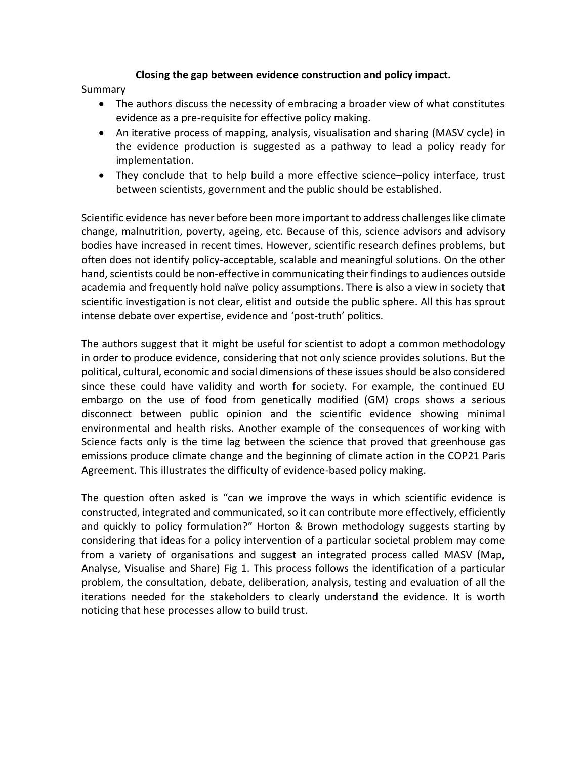# Closing the gap between evidence construction and policy impact.

Summary

- The authors discuss the necessity of embracing a broader view of what constitutes evidence as a pre-requisite for effective policy making.
- An iterative process of mapping, analysis, visualisation and sharing (MASV cycle) in the evidence production is suggested as a pathway to lead a policy ready for implementation.
- They conclude that to help build a more effective science–policy interface, trust between scientists, government and the public should be established.

Scientific evidence has never before been more important to address challenges like climate change, malnutrition, poverty, ageing, etc. Because of this, science advisors and advisory bodies have increased in recent times. However, scientific research defines problems, but often does not identify policy-acceptable, scalable and meaningful solutions. On the other hand, scientists could be non-effective in communicating their findings to audiences outside academia and frequently hold naïve policy assumptions. There is also a view in society that scientific investigation is not clear, elitist and outside the public sphere. All this has sprout intense debate over expertise, evidence and 'post-truth' politics.

The authors suggest that it might be useful for scientist to adopt a common methodology in order to produce evidence, considering that not only science provides solutions. But the political, cultural, economic and social dimensions of these issues should be also considered since these could have validity and worth for society. For example, the continued EU embargo on the use of food from genetically modified (GM) crops shows a serious disconnect between public opinion and the scientific evidence showing minimal environmental and health risks. Another example of the consequences of working with Science facts only is the time lag between the science that proved that greenhouse gas emissions produce climate change and the beginning of climate action in the COP21 Paris Agreement. This illustrates the difficulty of evidence-based policy making.

The question often asked is "can we improve the ways in which scientific evidence is constructed, integrated and communicated, so it can contribute more effectively, efficiently and quickly to policy formulation?" Horton & Brown methodology suggests starting by considering that ideas for a policy intervention of a particular societal problem may come from a variety of organisations and suggest an integrated process called MASV (Map, Analyse, Visualise and Share) Fig 1. This process follows the identification of a particular problem, the consultation, debate, deliberation, analysis, testing and evaluation of all the iterations needed for the stakeholders to clearly understand the evidence. It is worth noticing that hese processes allow to build trust.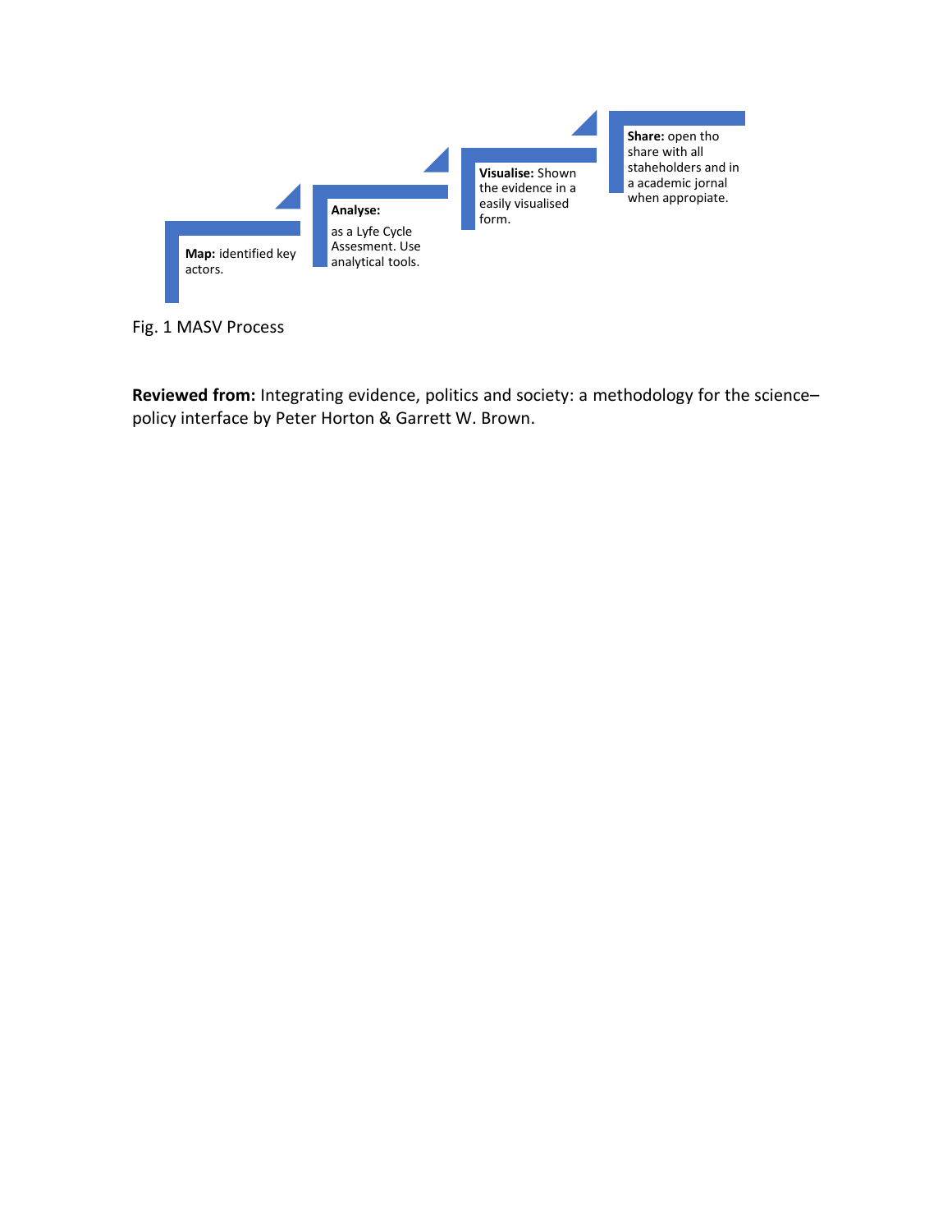**Map:** identified key actors.

**Analyse:**

as a Lyfe Cycle Assesment. Use analytical tools.

**Visualise:** Shown the evidence in a easily visualised form.

**Share:** open tho share with all staheholders and in a academic jornal when appropiate.

Fig. 1 MASV Process

**Reviewed from:** Integrating evidence, politics and society: a methodology for the science–policy interface by Peter Horton & Garrett W. Brown.